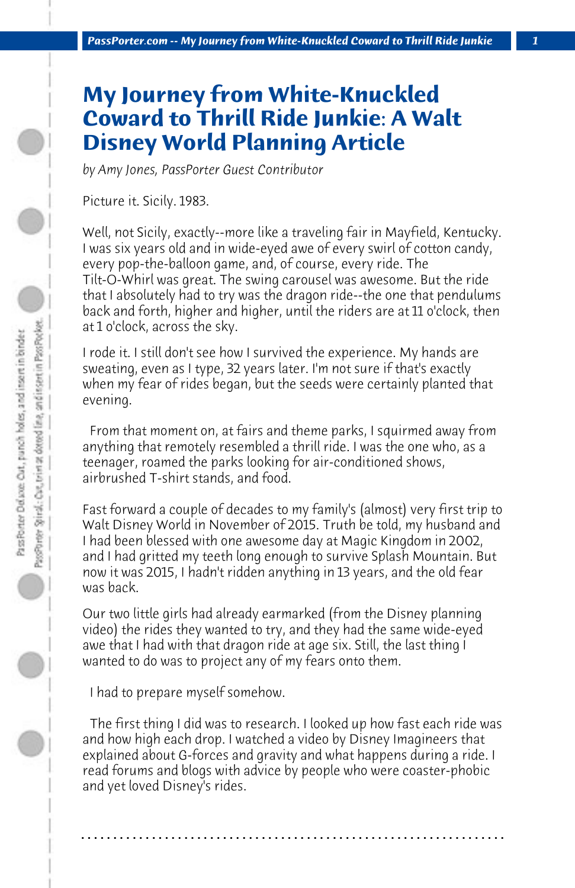# My Journey from White-Knuckled Coward to Thrill Ride Junkie: A Walt Disney World Planning Article

*by Amy Jones, PassPorter Guest Contributor*

Picture it. Sicily. 1983.

Well, not Sicily, exactly--more like a traveling fair in Mayfield, Kentucky. I was six years old and in wide-eyed awe of every swirl of cotton candy, every pop-the-balloon game, and, of course, every ride. The Tilt-O-Whirl was great. The swing carousel was awesome. But the ride that I absolutely had to try was the dragon ride--the one that pendulums back and forth, higher and higher, until the riders are at 11 o'clock, then at 1 o'clock, across the sky.

I rode it. I still don't see how I survived the experience. My hands are sweating, even as I type, 32 years later. I'm not sure if that's exactly when my fear of rides began, but the seeds were certainly planted that evening.

From that moment on, at fairs and theme parks, I squirmed away from anything that remotely resembled a thrill ride. I was the one who, as a teenager, roamed the parks looking for air-conditioned shows, airbrushed T-shirt stands, and food.

Fast forward a couple of decades to my family's (almost) very first trip to Walt Disney World in November of 2015. Truth be told, my husband and I had been blessed with one awesome day at Magic Kingdom in 2002, and I had gritted my teeth long enough to survive Splash Mountain. But now it was 2015, I hadn't ridden anything in 13 years, and the old fear was back.

Our two little girls had already earmarked (from the Disney planning video) the rides they wanted to try, and they had the same wide-eyed awe that I had with that dragon ride at age six. Still, the last thing I wanted to do was to project any of my fears onto them.

I had to prepare myself somehow.

The first thing I did was to research. I looked up how fast each ride was and how high each drop. I watched a video by Disney Imagineers that explained about G-forces and gravity and what happens during a ride. I read forums and blogs with advice by people who were coaster-phobic and yet loved Disney's rides.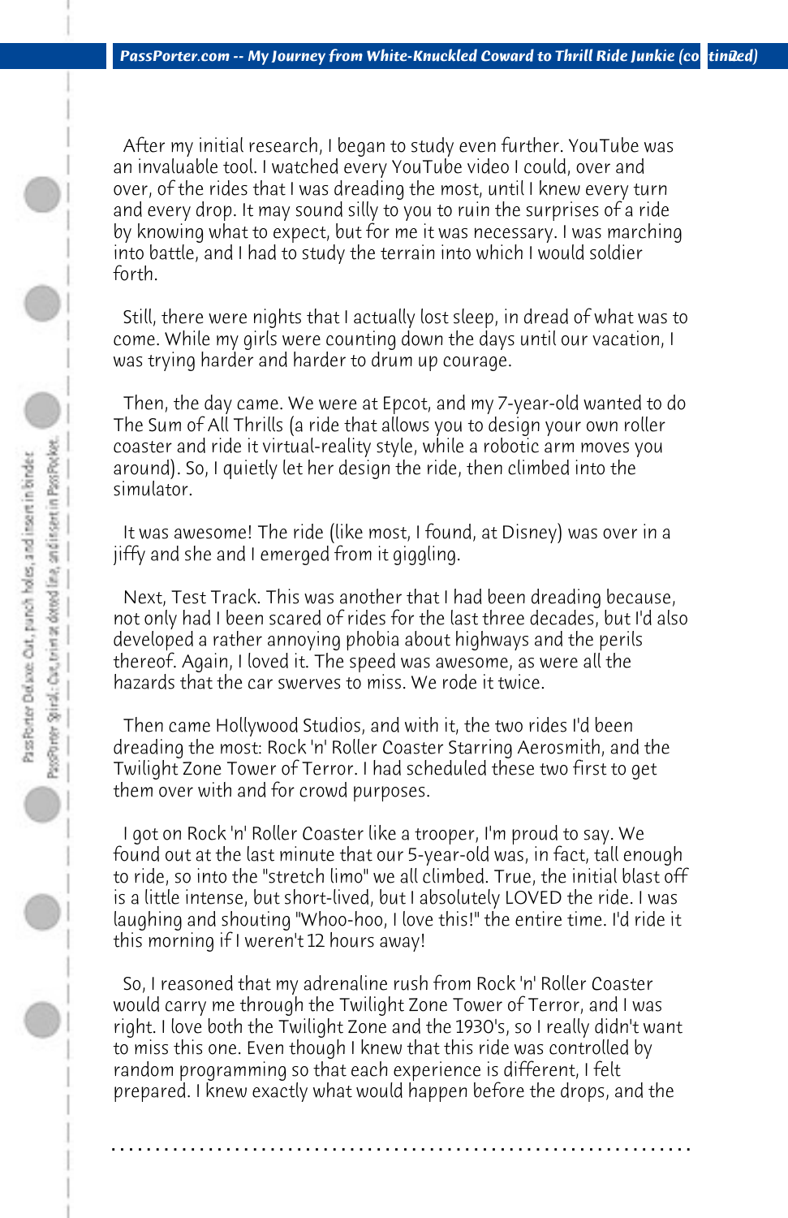After my initial research, I began to study even further. YouTube was an invaluable tool. I watched every YouTube video I could, over and over, of the rides that I was dreading the most, until I knew every turn and every drop. It may sound silly to you to ruin the surprises of a ride by knowing what to expect, but for me it was necessary. I was marching into battle, and I had to study the terrain into which I would soldier forth.

Still, there were nights that I actually lost sleep, in dread of what was to come. While my girls were counting down the days until our vacation, I was trying harder and harder to drum up courage.

Then, the day came. We were at Epcot, and my 7-year-old wanted to do The Sum of All Thrills (a ride that allows you to design your own roller coaster and ride it virtual-reality style, while a robotic arm moves you around). So, I quietly let her design the ride, then climbed into the simulator.

It was awesome! The ride (like most, I found, at Disney) was over in a jiffy and she and I emerged from it giggling.

Next, Test Track. This was another that I had been dreading because, not only had I been scared of rides for the last three decades, but I'd also developed a rather annoying phobia about highways and the perils thereof. Again, I loved it. The speed was awesome, as were all the hazards that the car swerves to miss. We rode it twice.

Then came Hollywood Studios, and with it, the two rides I'd been dreading the most: Rock 'n' Roller Coaster Starring Aerosmith, and the Twilight Zone Tower of Terror. I had scheduled these two first to get them over with and for crowd purposes.

I got on Rock 'n' Roller Coaster like a trooper, I'm proud to say. We found out at the last minute that our 5-year-old was, in fact, tall enough to ride, so into the "stretch limo" we all climbed. True, the initial blast off is a little intense, but short-lived, but I absolutely LOVED the ride. I was laughing and shouting "Whoo-hoo, I love this!" the entire time. I'd ride it this morning if I weren't 12 hours away!

So, I reasoned that my adrenaline rush from Rock 'n' Roller Coaster would carry me through the Twilight Zone Tower of Terror, and I was right. I love both the Twilight Zone and the 1930's, so I really didn't want to miss this one. Even though I knew that this ride was controlled by random programming so that each experience is different, I felt prepared. I knew exactly what would happen before the drops, and the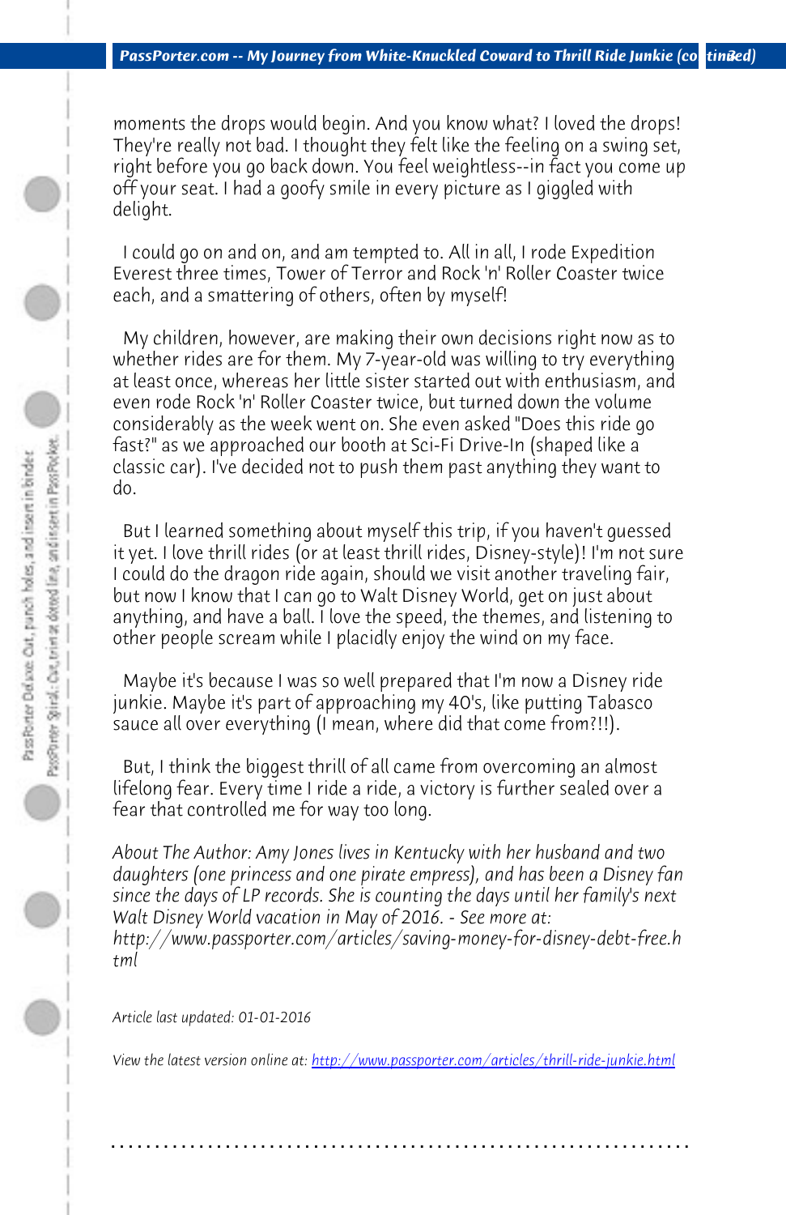moments the drops would begin. And you know what? I loved the drops! They're really not bad. I thought they felt like the feeling on a swing set, right before you go back down. You feel weightless--in fact you come up off your seat. I had a goofy smile in every picture as I giggled with delight.

I could go on and on, and am tempted to. All in all, I rode Expedition Everest three times, Tower of Terror and Rock 'n' Roller Coaster twice each, and a smattering of others, often by myself!

My children, however, are making their own decisions right now as to whether rides are for them. My 7-year-old was willing to try everything at least once, whereas her little sister started out with enthusiasm, and even rode Rock 'n' Roller Coaster twice, but turned down the volume considerably as the week went on. She even asked "Does this ride go fast?" as we approached our booth at Sci-Fi Drive-In (shaped like a classic car). I've decided not to push them past anything they want to do.

But I learned something about myself this trip, if you haven't guessed it yet. I love thrill rides (or at least thrill rides, Disney-style)! I'm not sure I could do the dragon ride again, should we visit another traveling fair, but now I know that I can go to Walt Disney World, get on just about anything, and have a ball. I love the speed, the themes, and listening to other people scream while I placidly enjoy the wind on my face.

Maybe it's because I was so well prepared that I'm now a Disney ride junkie. Maybe it's part of approaching my 40's, like putting Tabasco sauce all over everything (I mean, where did that come from?!!).

But, I think the biggest thrill of all came from overcoming an almost lifelong fear. Every time I ride a ride, a victory is further sealed over a fear that controlled me for way too long.

*About The Author: Amy Jones lives in Kentucky with her husband and two daughters (one princess and one pirate empress), and has been a Disney fan since the days of LP records. She is counting the days until her family's next Walt Disney World vacation in May of 2016. - See more at: http://www.passporter.com/articles/saving-money-for-disney-debt-free.html*

*Article last updated: 01-01-2016*

*View the latest version online at: [http://www.passporter.com/articles/thrill-ride-junkie.html](http://www.passporter.com/articles/thrill-ride-junkie.html)*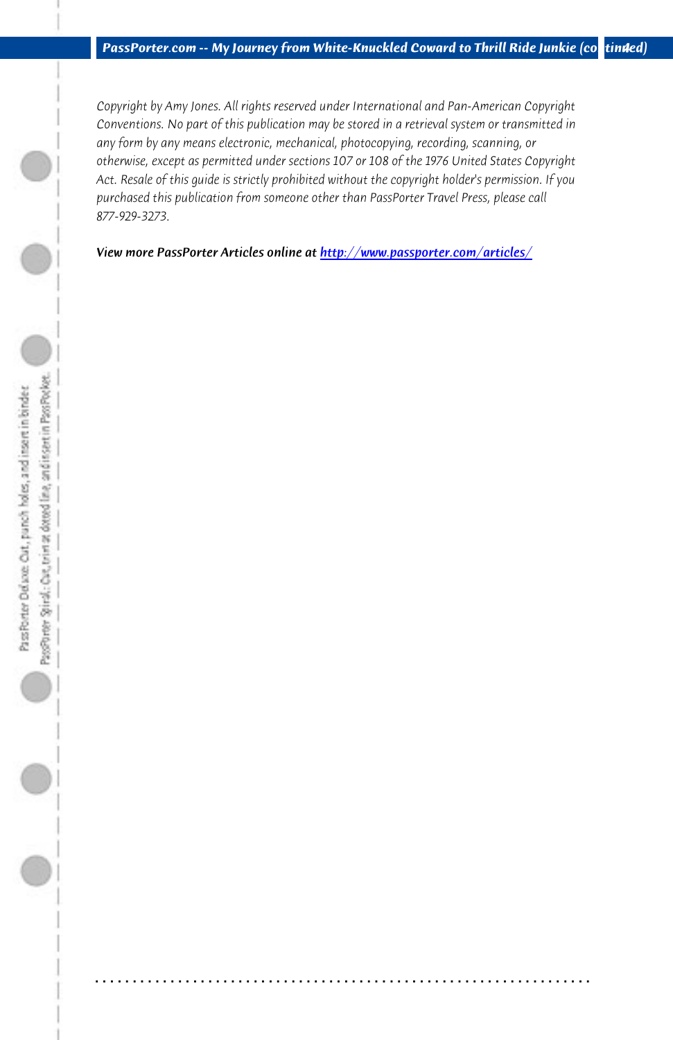*Copyright by Amy Jones. All rights reserved under International and Pan-American Copyright Conventions. No part of this publication may be stored in a retrieval system or transmitted in any form by any means electronic, mechanical, photocopying, recording, scanning, or otherwise, except as permitted under sections 107 or 108 of the 1976 United States Copyright Act. Resale of this guide is strictly prohibited without the copyright holder's permission. If you purchased this publication from someone other than PassPorter Travel Press, please call 877-929-3273.*

***View more PassPorter Articles online at [http://www.passporter.com/articles/](http://www.passporter.com/articles/)***